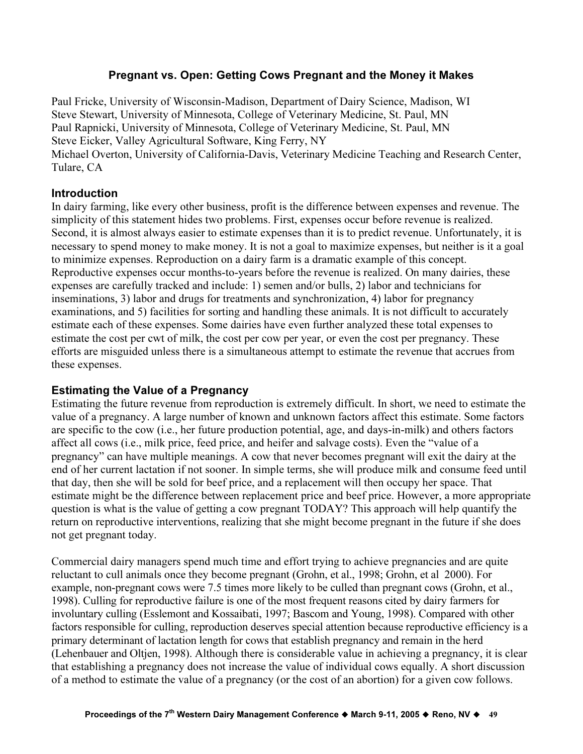# Pregnant vs. Open: Getting Cows Pregnant and the Money it Makes

Paul Fricke, University of Wisconsin-Madison, Department of Dairy Science, Madison, WI
Steve Stewart, University of Minnesota, College of Veterinary Medicine, St. Paul, MN
Paul Rapnicki, University of Minnesota, College of Veterinary Medicine, St. Paul, MN
Steve Eicker, Valley Agricultural Software, King Ferry, NY
Michael Overton, University of California-Davis, Veterinary Medicine Teaching and Research Center, Tulare, CA

## Introduction

In dairy farming, like every other business, profit is the difference between expenses and revenue. The simplicity of this statement hides two problems. First, expenses occur before revenue is realized. Second, it is almost always easier to estimate expenses than it is to predict revenue. Unfortunately, it is necessary to spend money to make money. It is not a goal to maximize expenses, but neither is it a goal to minimize expenses. Reproduction on a dairy farm is a dramatic example of this concept. Reproductive expenses occur months-to-years before the revenue is realized. On many dairies, these expenses are carefully tracked and include: 1) semen and/or bulls, 2) labor and technicians for inseminations, 3) labor and drugs for treatments and synchronization, 4) labor for pregnancy examinations, and 5) facilities for sorting and handling these animals. It is not difficult to accurately estimate each of these expenses. Some dairies have even further analyzed these total expenses to estimate the cost per cwt of milk, the cost per cow per year, or even the cost per pregnancy. These efforts are misguided unless there is a simultaneous attempt to estimate the revenue that accrues from these expenses.

## Estimating the Value of a Pregnancy

Estimating the future revenue from reproduction is extremely difficult. In short, we need to estimate the value of a pregnancy. A large number of known and unknown factors affect this estimate. Some factors are specific to the cow (i.e., her future production potential, age, and days-in-milk) and others factors affect all cows (i.e., milk price, feed price, and heifer and salvage costs). Even the "value of a pregnancy" can have multiple meanings. A cow that never becomes pregnant will exit the dairy at the end of her current lactation if not sooner. In simple terms, she will produce milk and consume feed until that day, then she will be sold for beef price, and a replacement will then occupy her space. That estimate might be the difference between replacement price and beef price. However, a more appropriate question is what is the value of getting a cow pregnant TODAY? This approach will help quantify the return on reproductive interventions, realizing that she might become pregnant in the future if she does not get pregnant today.

Commercial dairy managers spend much time and effort trying to achieve pregnancies and are quite reluctant to cull animals once they become pregnant (Grohn, et al., 1998; Grohn, et al 2000). For example, non-pregnant cows were 7.5 times more likely to be culled than pregnant cows (Grohn, et al., 1998). Culling for reproductive failure is one of the most frequent reasons cited by dairy farmers for involuntary culling (Esslemont and Kossaibati, 1997; Bascom and Young, 1998). Compared with other factors responsible for culling, reproduction deserves special attention because reproductive efficiency is a primary determinant of lactation length for cows that establish pregnancy and remain in the herd (Lehenbauer and Oltjen, 1998). Although there is considerable value in achieving a pregnancy, it is clear that establishing a pregnancy does not increase the value of individual cows equally. A short discussion of a method to estimate the value of a pregnancy (or the cost of an abortion) for a given cow follows.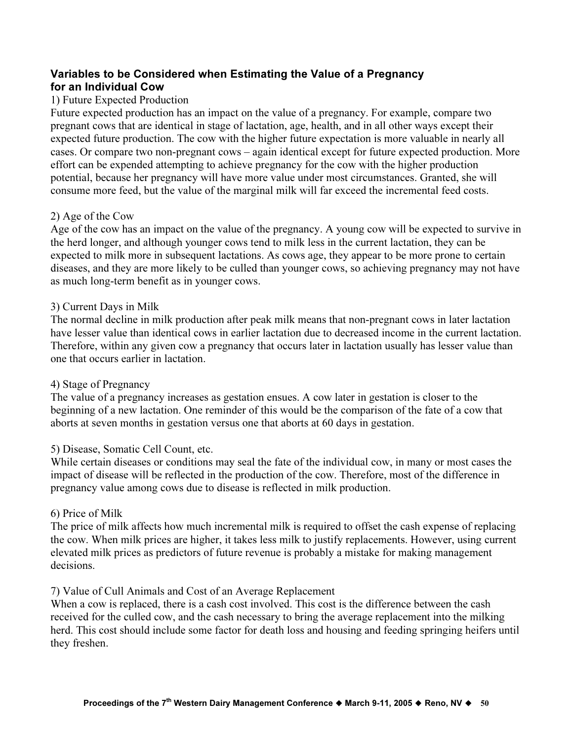### Variables to be Considered when Estimating the Value of a Pregnancy for an Individual Cow

1) Future Expected Production

Future expected production has an impact on the value of a pregnancy. For example, compare two pregnant cows that are identical in stage of lactation, age, health, and in all other ways except their expected future production. The cow with the higher future expectation is more valuable in nearly all cases. Or compare two non-pregnant cows – again identical except for future expected production. More effort can be expended attempting to achieve pregnancy for the cow with the higher production potential, because her pregnancy will have more value under most circumstances. Granted, she will consume more feed, but the value of the marginal milk will far exceed the incremental feed costs.

2) Age of the Cow

Age of the cow has an impact on the value of the pregnancy. A young cow will be expected to survive in the herd longer, and although younger cows tend to milk less in the current lactation, they can be expected to milk more in subsequent lactations. As cows age, they appear to be more prone to certain diseases, and they are more likely to be culled than younger cows, so achieving pregnancy may not have as much long-term benefit as in younger cows.

3) Current Days in Milk

The normal decline in milk production after peak milk means that non-pregnant cows in later lactation have lesser value than identical cows in earlier lactation due to decreased income in the current lactation. Therefore, within any given cow a pregnancy that occurs later in lactation usually has lesser value than one that occurs earlier in lactation.

4) Stage of Pregnancy

The value of a pregnancy increases as gestation ensues. A cow later in gestation is closer to the beginning of a new lactation. One reminder of this would be the comparison of the fate of a cow that aborts at seven months in gestation versus one that aborts at 60 days in gestation.

5) Disease, Somatic Cell Count, etc.

While certain diseases or conditions may seal the fate of the individual cow, in many or most cases the impact of disease will be reflected in the production of the cow. Therefore, most of the difference in pregnancy value among cows due to disease is reflected in milk production.

6) Price of Milk

The price of milk affects how much incremental milk is required to offset the cash expense of replacing the cow. When milk prices are higher, it takes less milk to justify replacements. However, using current elevated milk prices as predictors of future revenue is probably a mistake for making management decisions.

7) Value of Cull Animals and Cost of an Average Replacement

When a cow is replaced, there is a cash cost involved. This cost is the difference between the cash received for the culled cow, and the cash necessary to bring the average replacement into the milking herd. This cost should include some factor for death loss and housing and feeding springing heifers until they freshen.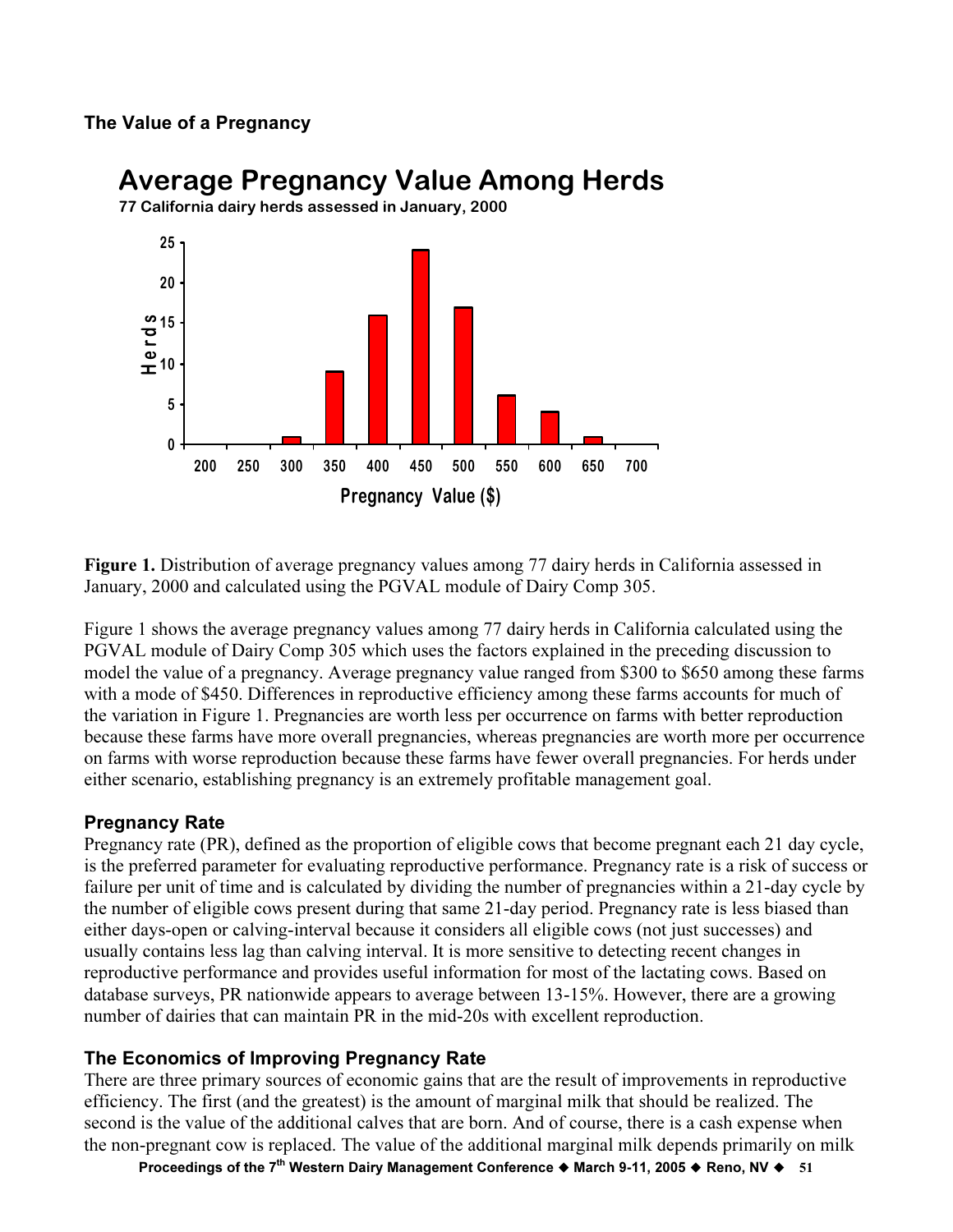### The Value of a Pregnancy

**Figure 1.** Distribution of average pregnancy values among 77 dairy herds in California assessed in January, 2000 and calculated using the PGVAL module of Dairy Comp 305.

Figure 1 shows the average pregnancy values among 77 dairy herds in California calculated using the PGVAL module of Dairy Comp 305 which uses the factors explained in the preceding discussion to model the value of a pregnancy. Average pregnancy value ranged from $300 to $650 among these farms with a mode of $450. Differences in reproductive efficiency among these farms accounts for much of the variation in Figure 1. Pregnancies are worth less per occurrence on farms with better reproduction because these farms have more overall pregnancies, whereas pregnancies are worth more per occurrence on farms with worse reproduction because these farms have fewer overall pregnancies. For herds under either scenario, establishing pregnancy is an extremely profitable management goal.

### Pregnancy Rate

Pregnancy rate (PR), defined as the proportion of eligible cows that become pregnant each 21 day cycle, is the preferred parameter for evaluating reproductive performance. Pregnancy rate is a risk of success or failure per unit of time and is calculated by dividing the number of pregnancies within a 21-day cycle by the number of eligible cows present during that same 21-day period. Pregnancy rate is less biased than either days-open or calving-interval because it considers all eligible cows (not just successes) and usually contains less lag than calving interval. It is more sensitive to detecting recent changes in reproductive performance and provides useful information for most of the lactating cows. Based on database surveys, PR nationwide appears to average between 13-15%. However, there are a growing number of dairies that can maintain PR in the mid-20s with excellent reproduction.

### The Economics of Improving Pregnancy Rate

There are three primary sources of economic gains that are the result of improvements in reproductive efficiency. The first (and the greatest) is the amount of marginal milk that should be realized. The second is the value of the additional calves that are born. And of course, there is a cash expense when the non-pregnant cow is replaced. The value of the additional marginal milk depends primarily on milk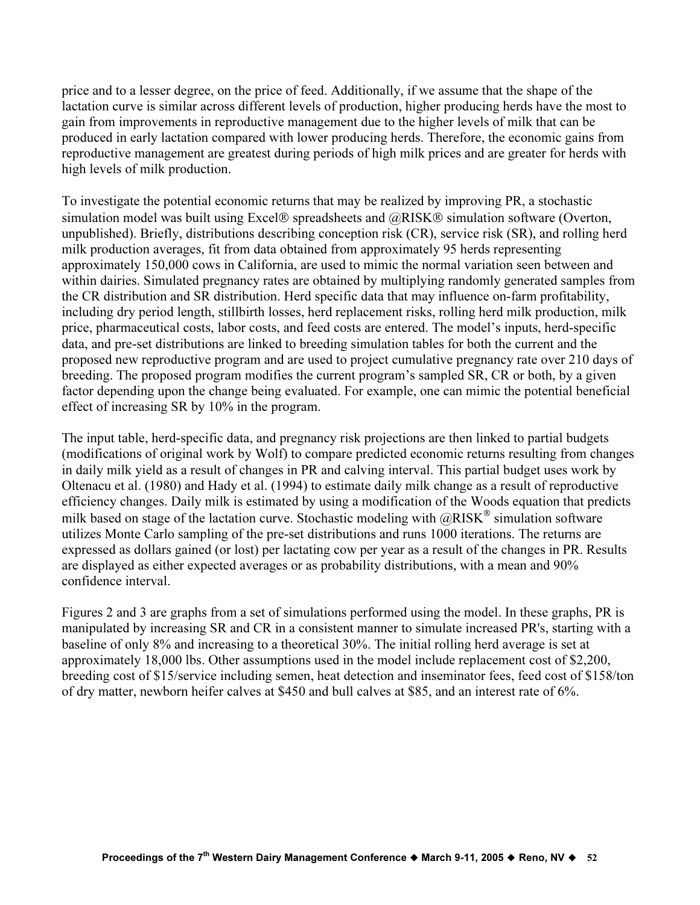price and to a lesser degree, on the price of feed. Additionally, if we assume that the shape of the lactation curve is similar across different levels of production, higher producing herds have the most to gain from improvements in reproductive management due to the higher levels of milk that can be produced in early lactation compared with lower producing herds. Therefore, the economic gains from reproductive management are greatest during periods of high milk prices and are greater for herds with high levels of milk production.

To investigate the potential economic returns that may be realized by improving PR, a stochastic simulation model was built using Excel® spreadsheets and @RISK® simulation software (Overton, unpublished). Briefly, distributions describing conception risk (CR), service risk (SR), and rolling herd milk production averages, fit from data obtained from approximately 95 herds representing approximately 150,000 cows in California, are used to mimic the normal variation seen between and within dairies. Simulated pregnancy rates are obtained by multiplying randomly generated samples from the CR distribution and SR distribution. Herd specific data that may influence on-farm profitability, including dry period length, stillbirth losses, herd replacement risks, rolling herd milk production, milk price, pharmaceutical costs, labor costs, and feed costs are entered. The model's inputs, herd-specific data, and pre-set distributions are linked to breeding simulation tables for both the current and the proposed new reproductive program and are used to project cumulative pregnancy rate over 210 days of breeding. The proposed program modifies the current program's sampled SR, CR or both, by a given factor depending upon the change being evaluated. For example, one can mimic the potential beneficial effect of increasing SR by 10% in the program.

The input table, herd-specific data, and pregnancy risk projections are then linked to partial budgets (modifications of original work by Wolf) to compare predicted economic returns resulting from changes in daily milk yield as a result of changes in PR and calving interval. This partial budget uses work by Oltenacu et al. (1980) and Hady et al. (1994) to estimate daily milk change as a result of reproductive efficiency changes. Daily milk is estimated by using a modification of the Woods equation that predicts milk based on stage of the lactation curve. Stochastic modeling with @RISK® simulation software utilizes Monte Carlo sampling of the pre-set distributions and runs 1000 iterations. The returns are expressed as dollars gained (or lost) per lactating cow per year as a result of the changes in PR. Results are displayed as either expected averages or as probability distributions, with a mean and 90% confidence interval.

Figures 2 and 3 are graphs from a set of simulations performed using the model. In these graphs, PR is manipulated by increasing SR and CR in a consistent manner to simulate increased PR's, starting with a baseline of only 8% and increasing to a theoretical 30%. The initial rolling herd average is set at approximately 18,000 lbs. Other assumptions used in the model include replacement cost of $2,200, breeding cost of $15/service including semen, heat detection and inseminator fees, feed cost of $158/ton of dry matter, newborn heifer calves at $450 and bull calves at $85, and an interest rate of 6%.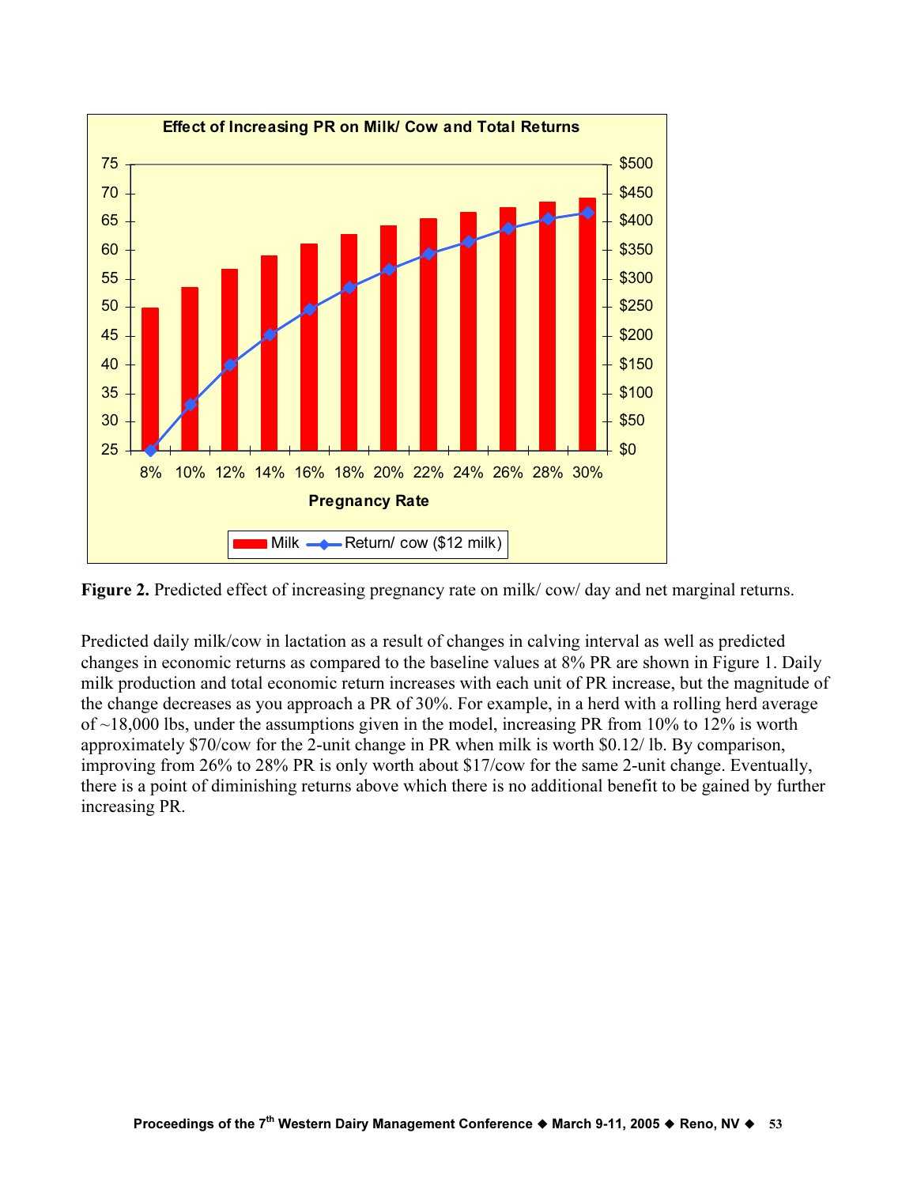**Effect of Increasing PR on Milk/ Cow and Total Returns**

**Figure 2.** Predicted effect of increasing pregnancy rate on milk/ cow/ day and net marginal returns.

Predicted daily milk/cow in lactation as a result of changes in calving interval as well as predicted changes in economic returns as compared to the baseline values at 8% PR are shown in Figure 1. Daily milk production and total economic return increases with each unit of PR increase, but the magnitude of the change decreases as you approach a PR of 30%. For example, in a herd with a rolling herd average of ~18,000 lbs, under the assumptions given in the model, increasing PR from 10% to 12% is worth approximately $70/cow for the 2-unit change in PR when milk is worth $0.12/ lb. By comparison, improving from 26% to 28% PR is only worth about $17/cow for the same 2-unit change. Eventually, there is a point of diminishing returns above which there is no additional benefit to be gained by further increasing PR.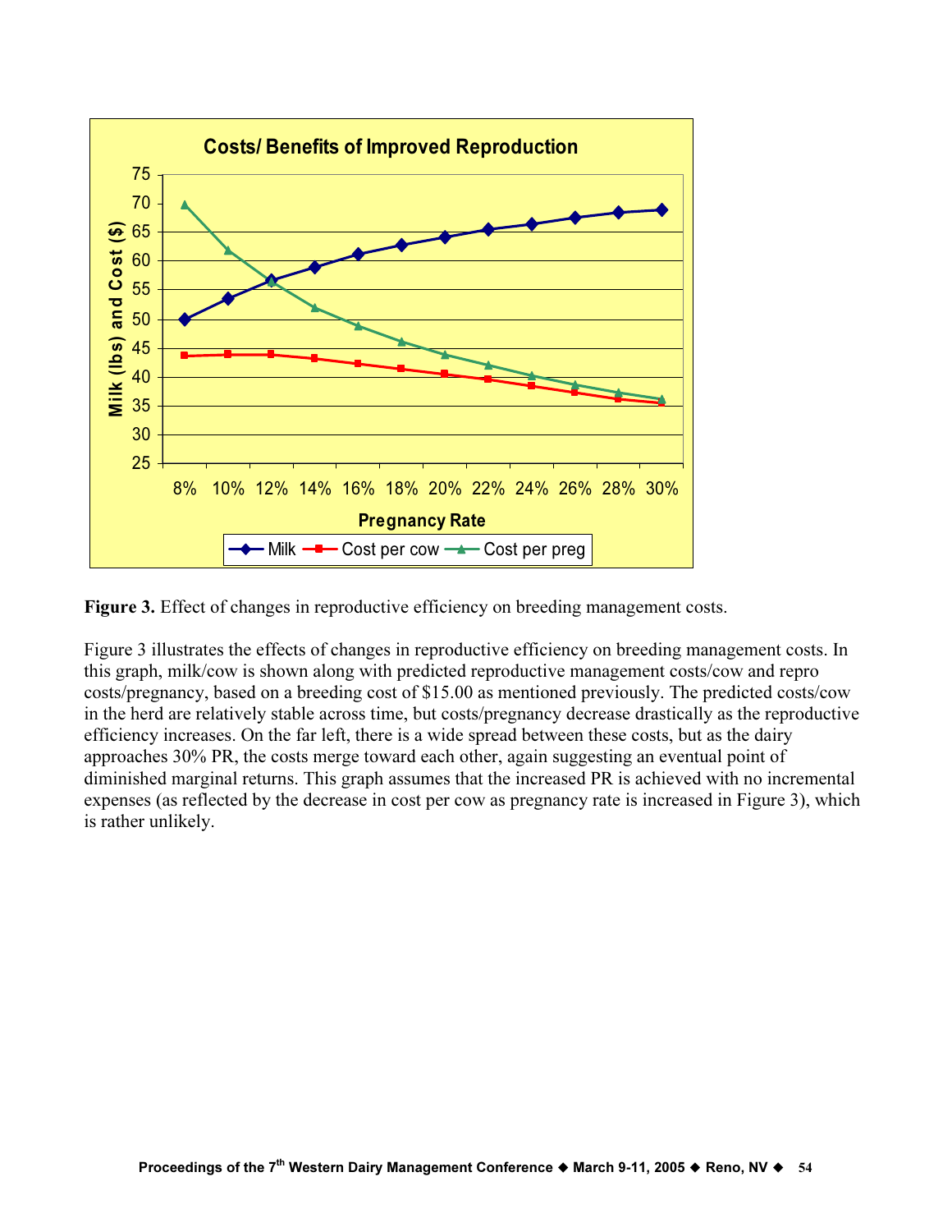**Figure 3.** Effect of changes in reproductive efficiency on breeding management costs.

Figure 3 illustrates the effects of changes in reproductive efficiency on breeding management costs. In this graph, milk/cow is shown along with predicted reproductive management costs/cow and repro costs/pregnancy, based on a breeding cost of $15.00 as mentioned previously. The predicted costs/cow in the herd are relatively stable across time, but costs/pregnancy decrease drastically as the reproductive efficiency increases. On the far left, there is a wide spread between these costs, but as the dairy approaches 30% PR, the costs merge toward each other, again suggesting an eventual point of diminished marginal returns. This graph assumes that the increased PR is achieved with no incremental expenses (as reflected by the decrease in cost per cow as pregnancy rate is increased in Figure 3), which is rather unlikely.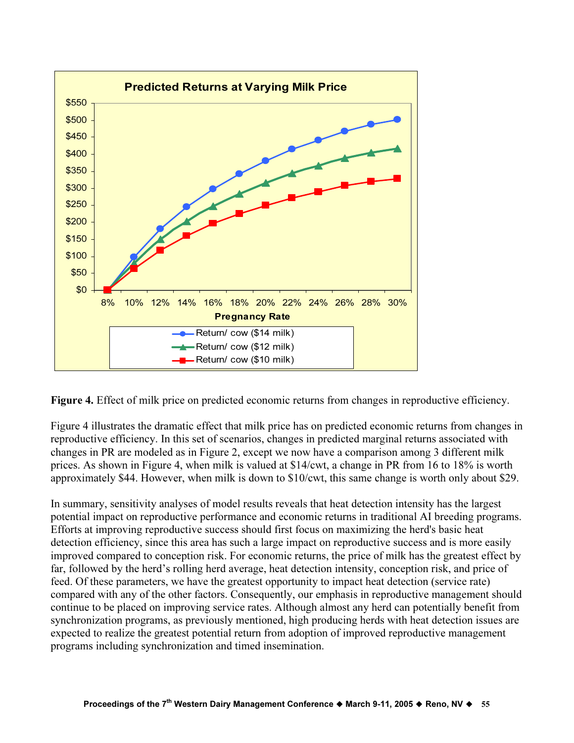**Figure 4.** Effect of milk price on predicted economic returns from changes in reproductive efficiency.

Figure 4 illustrates the dramatic effect that milk price has on predicted economic returns from changes in reproductive efficiency. In this set of scenarios, changes in predicted marginal returns associated with changes in PR are modeled as in Figure 2, except we now have a comparison among 3 different milk prices. As shown in Figure 4, when milk is valued at $14/cwt, a change in PR from 16 to 18% is worth approximately $44. However, when milk is down to $10/cwt, this same change is worth only about $29.

In summary, sensitivity analyses of model results reveals that heat detection intensity has the largest potential impact on reproductive performance and economic returns in traditional AI breeding programs. Efforts at improving reproductive success should first focus on maximizing the herd's basic heat detection efficiency, since this area has such a large impact on reproductive success and is more easily improved compared to conception risk. For economic returns, the price of milk has the greatest effect by far, followed by the herd's rolling herd average, heat detection intensity, conception risk, and price of feed. Of these parameters, we have the greatest opportunity to impact heat detection (service rate) compared with any of the other factors. Consequently, our emphasis in reproductive management should continue to be placed on improving service rates. Although almost any herd can potentially benefit from synchronization programs, as previously mentioned, high producing herds with heat detection issues are expected to realize the greatest potential return from adoption of improved reproductive management programs including synchronization and timed insemination.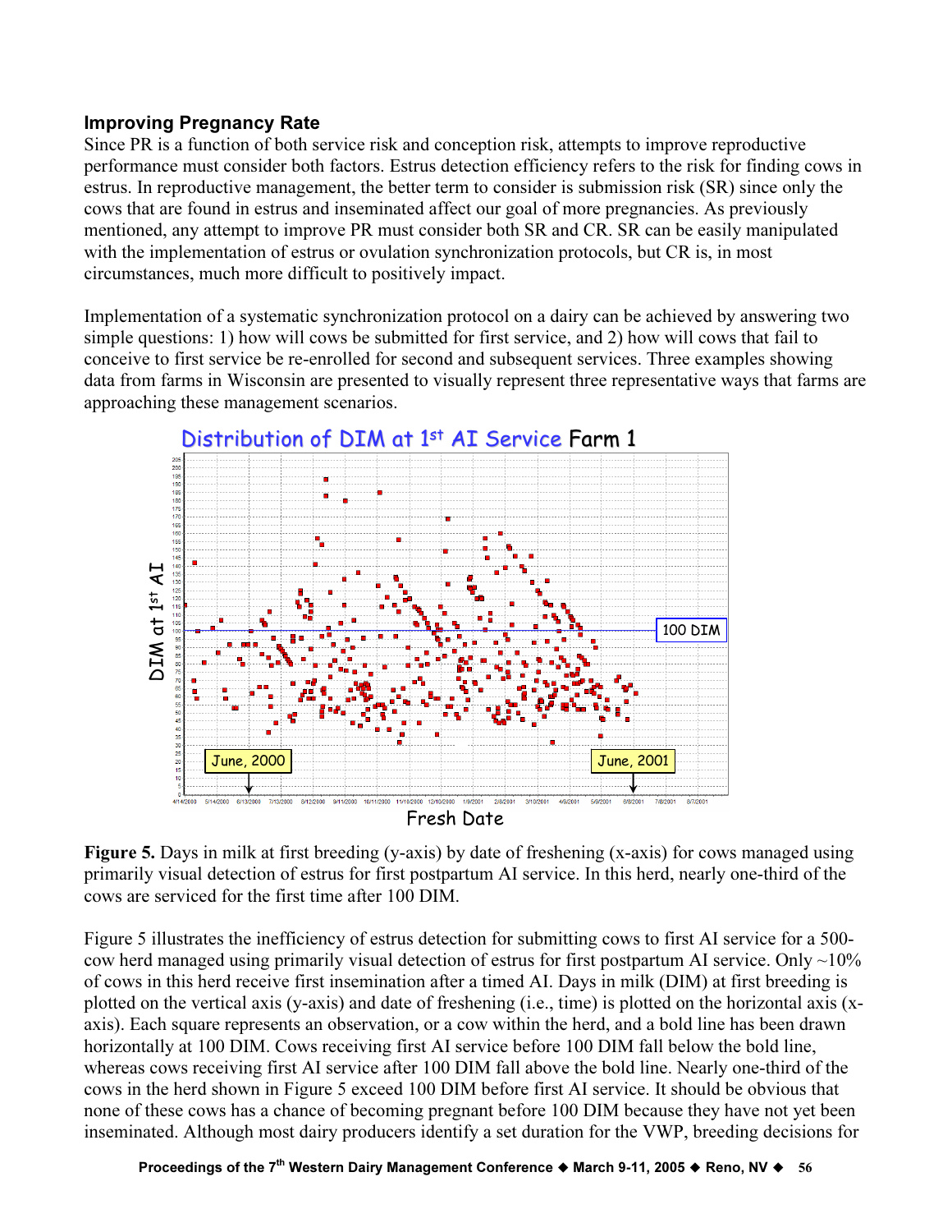### Improving Pregnancy Rate

Since PR is a function of both service risk and conception risk, attempts to improve reproductive performance must consider both factors. Estrus detection efficiency refers to the risk for finding cows in estrus. In reproductive management, the better term to consider is submission risk (SR) since only the cows that are found in estrus and inseminated affect our goal of more pregnancies. As previously mentioned, any attempt to improve PR must consider both SR and CR. SR can be easily manipulated with the implementation of estrus or ovulation synchronization protocols, but CR is, in most circumstances, much more difficult to positively impact.

Implementation of a systematic synchronization protocol on a dairy can be achieved by answering two simple questions: 1) how will cows be submitted for first service, and 2) how will cows that fail to conceive to first service be re-enrolled for second and subsequent services. Three examples showing data from farms in Wisconsin are presented to visually represent three representative ways that farms are approaching these management scenarios.

**Figure 5.** Days in milk at first breeding (y-axis) by date of freshening (x-axis) for cows managed using primarily visual detection of estrus for first postpartum AI service. In this herd, nearly one-third of the cows are serviced for the first time after 100 DIM.

Figure 5 illustrates the inefficiency of estrus detection for submitting cows to first AI service for a 500-cow herd managed using primarily visual detection of estrus for first postpartum AI service. Only ~10% of cows in this herd receive first insemination after a timed AI. Days in milk (DIM) at first breeding is plotted on the vertical axis (y-axis) and date of freshening (i.e., time) is plotted on the horizontal axis (x-axis). Each square represents an observation, or a cow within the herd, and a bold line has been drawn horizontally at 100 DIM. Cows receiving first AI service before 100 DIM fall below the bold line, whereas cows receiving first AI service after 100 DIM fall above the bold line. Nearly one-third of the cows in the herd shown in Figure 5 exceed 100 DIM before first AI service. It should be obvious that none of these cows has a chance of becoming pregnant before 100 DIM because they have not yet been inseminated. Although most dairy producers identify a set duration for the VWP, breeding decisions for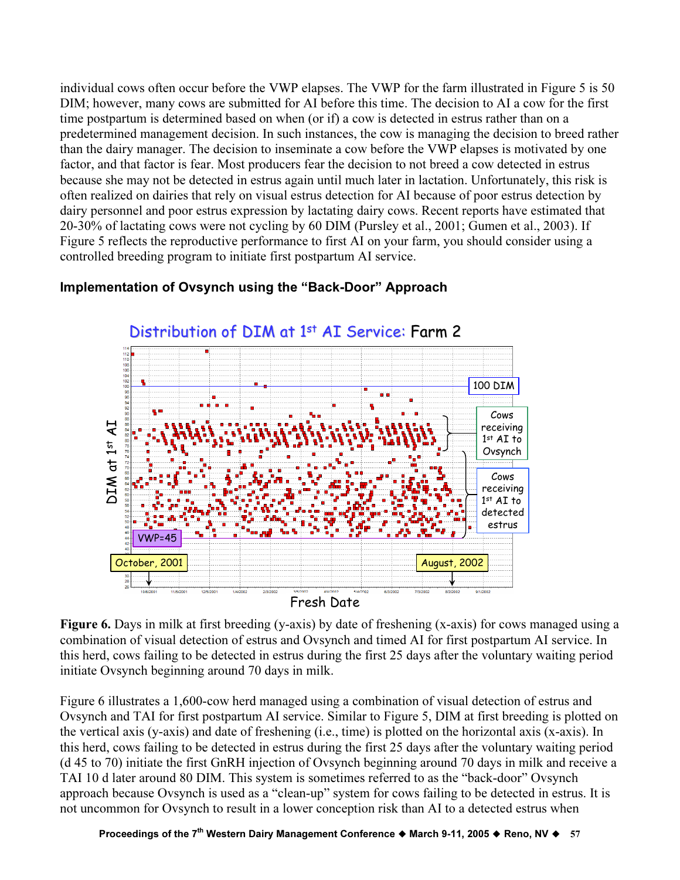individual cows often occur before the VWP elapses. The VWP for the farm illustrated in Figure 5 is 50 DIM; however, many cows are submitted for AI before this time. The decision to AI a cow for the first time postpartum is determined based on when (or if) a cow is detected in estrus rather than on a predetermined management decision. In such instances, the cow is managing the decision to breed rather than the dairy manager. The decision to inseminate a cow before the VWP elapses is motivated by one factor, and that factor is fear. Most producers fear the decision to not breed a cow detected in estrus because she may not be detected in estrus again until much later in lactation. Unfortunately, this risk is often realized on dairies that rely on visual estrus detection for AI because of poor estrus detection by dairy personnel and poor estrus expression by lactating dairy cows. Recent reports have estimated that 20-30% of lactating cows were not cycling by 60 DIM (Pursley et al., 2001; Gumen et al., 2003). If Figure 5 reflects the reproductive performance to first AI on your farm, you should consider using a controlled breeding program to initiate first postpartum AI service.

### Implementation of Ovsynch using the "Back-Door" Approach

**Figure 6.** Days in milk at first breeding (y-axis) by date of freshening (x-axis) for cows managed using a combination of visual detection of estrus and Ovsynch and timed AI for first postpartum AI service. In this herd, cows failing to be detected in estrus during the first 25 days after the voluntary waiting period initiate Ovsynch beginning around 70 days in milk.

Figure 6 illustrates a 1,600-cow herd managed using a combination of visual detection of estrus and Ovsynch and TAI for first postpartum AI service. Similar to Figure 5, DIM at first breeding is plotted on the vertical axis (y-axis) and date of freshening (i.e., time) is plotted on the horizontal axis (x-axis). In this herd, cows failing to be detected in estrus during the first 25 days after the voluntary waiting period (d 45 to 70) initiate the first GnRH injection of Ovsynch beginning around 70 days in milk and receive a TAI 10 d later around 80 DIM. This system is sometimes referred to as the "back-door" Ovsynch approach because Ovsynch is used as a "clean-up" system for cows failing to be detected in estrus. It is not uncommon for Ovsynch to result in a lower conception risk than AI to a detected estrus when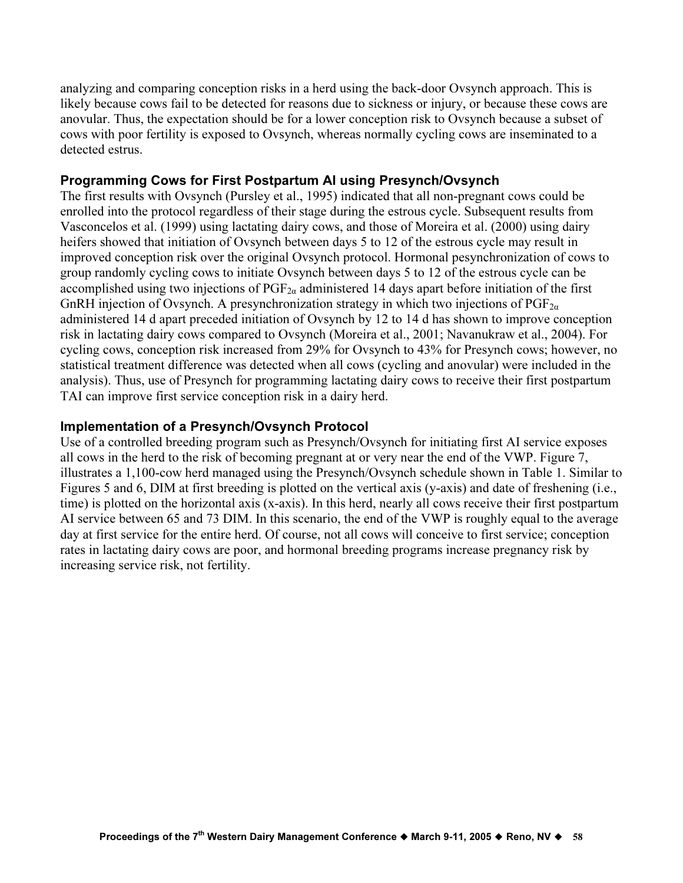analyzing and comparing conception risks in a herd using the back-door Ovsynch approach. This is likely because cows fail to be detected for reasons due to sickness or injury, or because these cows are anovular. Thus, the expectation should be for a lower conception risk to Ovsynch because a subset of cows with poor fertility is exposed to Ovsynch, whereas normally cycling cows are inseminated to a detected estrus.

### Programming Cows for First Postpartum AI using Presynch/Ovsynch

The first results with Ovsynch (Pursley et al., 1995) indicated that all non-pregnant cows could be enrolled into the protocol regardless of their stage during the estrous cycle. Subsequent results from Vasconcelos et al. (1999) using lactating dairy cows, and those of Moreira et al. (2000) using dairy heifers showed that initiation of Ovsynch between days 5 to 12 of the estrous cycle may result in improved conception risk over the original Ovsynch protocol. Hormonal pesynchronization of cows to group randomly cycling cows to initiate Ovsynch between days 5 to 12 of the estrous cycle can be accomplished using two injections of $PGF_{2\alpha}$ administered 14 days apart before initiation of the first GnRH injection of Ovsynch. A presynchronization strategy in which two injections of $PGF_{2\alpha}$ administered 14 d apart preceded initiation of Ovsynch by 12 to 14 d has shown to improve conception risk in lactating dairy cows compared to Ovsynch (Moreira et al., 2001; Navanukraw et al., 2004). For cycling cows, conception risk increased from 29% for Ovsynch to 43% for Presynch cows; however, no statistical treatment difference was detected when all cows (cycling and anovular) were included in the analysis). Thus, use of Presynch for programming lactating dairy cows to receive their first postpartum TAI can improve first service conception risk in a dairy herd.

### Implementation of a Presynch/Ovsynch Protocol

Use of a controlled breeding program such as Presynch/Ovsynch for initiating first AI service exposes all cows in the herd to the risk of becoming pregnant at or very near the end of the VWP. Figure 7, illustrates a 1,100-cow herd managed using the Presynch/Ovsynch schedule shown in Table 1. Similar to Figures 5 and 6, DIM at first breeding is plotted on the vertical axis (y-axis) and date of freshening (i.e., time) is plotted on the horizontal axis (x-axis). In this herd, nearly all cows receive their first postpartum AI service between 65 and 73 DIM. In this scenario, the end of the VWP is roughly equal to the average day at first service for the entire herd. Of course, not all cows will conceive to first service; conception rates in lactating dairy cows are poor, and hormonal breeding programs increase pregnancy risk by increasing service risk, not fertility.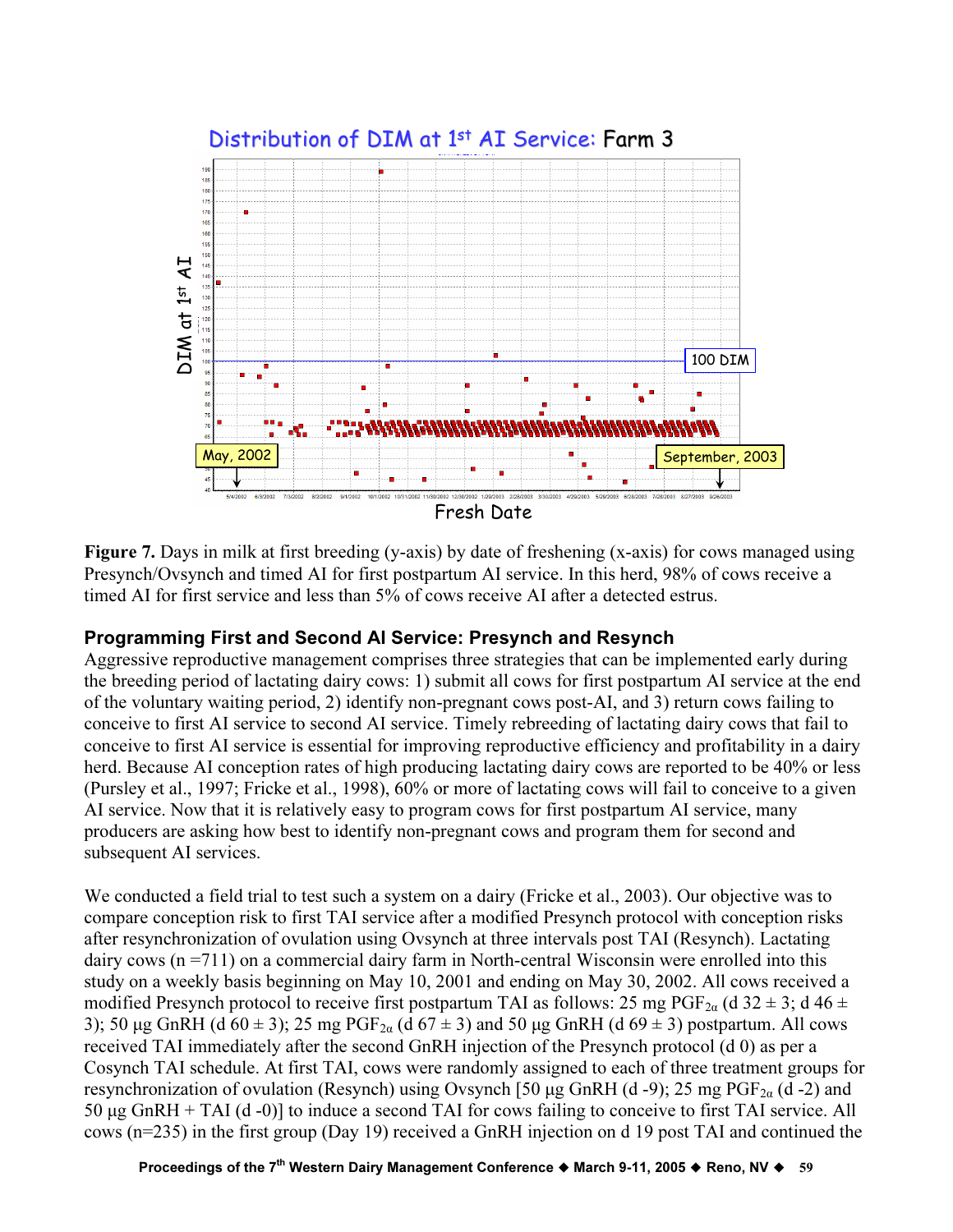**Figure 7.** Days in milk at first breeding (y-axis) by date of freshening (x-axis) for cows managed using Presynch/Ovsynch and timed AI for first postpartum AI service. In this herd, 98% of cows receive a timed AI for first service and less than 5% of cows receive AI after a detected estrus.

## Programming First and Second AI Service: Presynch and Resynch

Aggressive reproductive management comprises three strategies that can be implemented early during the breeding period of lactating dairy cows: 1) submit all cows for first postpartum AI service at the end of the voluntary waiting period, 2) identify non-pregnant cows post-AI, and 3) return cows failing to conceive to first AI service to second AI service. Timely rebreeding of lactating dairy cows that fail to conceive to first AI service is essential for improving reproductive efficiency and profitability in a dairy herd. Because AI conception rates of high producing lactating dairy cows are reported to be 40% or less (Pursley et al., 1997; Fricke et al., 1998), 60% or more of lactating cows will fail to conceive to a given AI service. Now that it is relatively easy to program cows for first postpartum AI service, many producers are asking how best to identify non-pregnant cows and program them for second and subsequent AI services.

We conducted a field trial to test such a system on a dairy (Fricke et al., 2003). Our objective was to compare conception risk to first TAI service after a modified Presynch protocol with conception risks after resynchronization of ovulation using Ovsynch at three intervals post TAI (Resynch). Lactating dairy cows (n =711) on a commercial dairy farm in North-central Wisconsin were enrolled into this study on a weekly basis beginning on May 10, 2001 and ending on May 30, 2002. All cows received a modified Presynch protocol to receive first postpartum TAI as follows: 25 mg $PGF_{2\alpha}$ (d 32 ± 3; d 46 ± 3); 50 µg GnRH (d 60 ± 3); 25 mg $PGF_{2\alpha}$ (d 67 ± 3) and 50 µg GnRH (d 69 ± 3) postpartum. All cows received TAI immediately after the second GnRH injection of the Presynch protocol (d 0) as per a Cosynch TAI schedule. At first TAI, cows were randomly assigned to each of three treatment groups for resynchronization of ovulation (Resynch) using Ovsynch [50 µg GnRH (d -9); 25 mg $PGF_{2\alpha}$ (d -2) and 50 µg GnRH + TAI (d -0)] to induce a second TAI for cows failing to conceive to first TAI service. All cows (n=235) in the first group (Day 19) received a GnRH injection on d 19 post TAI and continued the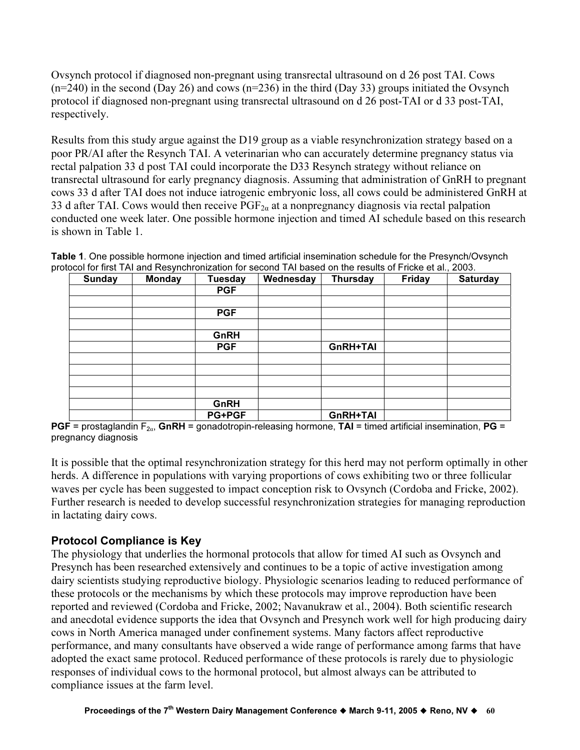Ovsynch protocol if diagnosed non-pregnant using transrectal ultrasound on d 26 post TAI. Cows (n=240) in the second (Day 26) and cows (n=236) in the third (Day 33) groups initiated the Ovsynch protocol if diagnosed non-pregnant using transrectal ultrasound on d 26 post-TAI or d 33 post-TAI, respectively.

Results from this study argue against the D19 group as a viable resynchronization strategy based on a poor PR/AI after the Resynch TAI. A veterinarian who can accurately determine pregnancy status via rectal palpation 33 d post TAI could incorporate the D33 Resynch strategy without reliance on transrectal ultrasound for early pregnancy diagnosis. Assuming that administration of GnRH to pregnant cows 33 d after TAI does not induce iatrogenic embryonic loss, all cows could be administered GnRH at 33 d after TAI. Cows would then receive $PGF_{2\alpha}$ at a nonpregnancy diagnosis via rectal palpation conducted one week later. One possible hormone injection and timed AI schedule based on this research is shown in Table 1.

**Table 1**. One possible hormone injection and timed artificial insemination schedule for the Presynch/Ovsynch protocol for first TAI and Resynchronization for second TAI based on the results of Fricke et al., 2003.

| Sunday | Monday | Tuesday | Wednesday | Thursday | Friday | Saturday |
|---|---|---|---|---|---|---|
| | | PGF | | | | |
| | | | | | | |
| | | PGF | | | | |
| | | | | | | |
| | | GnRH | | | | |
| | | PGF | | GnRH+TAI | | |
| | | | | | | |
| | | | | | | |
| | | | | | | |
| | | | | | | |
| | | GnRH | | | | |
| | | PG+PGF | | GnRH+TAI | | |

**PGF** = prostaglandin $F_{2\alpha}$, **GnRH** = gonadotropin-releasing hormone, **TAI** = timed artificial insemination, **PG** = pregnancy diagnosis

It is possible that the optimal resynchronization strategy for this herd may not perform optimally in other herds. A difference in populations with varying proportions of cows exhibiting two or three follicular waves per cycle has been suggested to impact conception risk to Ovsynch (Cordoba and Fricke, 2002). Further research is needed to develop successful resynchronization strategies for managing reproduction in lactating dairy cows.

## Protocol Compliance is Key

The physiology that underlies the hormonal protocols that allow for timed AI such as Ovsynch and Presynch has been researched extensively and continues to be a topic of active investigation among dairy scientists studying reproductive biology. Physiologic scenarios leading to reduced performance of these protocols or the mechanisms by which these protocols may improve reproduction have been reported and reviewed (Cordoba and Fricke, 2002; Navanukraw et al., 2004). Both scientific research and anecdotal evidence supports the idea that Ovsynch and Presynch work well for high producing dairy cows in North America managed under confinement systems. Many factors affect reproductive performance, and many consultants have observed a wide range of performance among farms that have adopted the exact same protocol. Reduced performance of these protocols is rarely due to physiologic responses of individual cows to the hormonal protocol, but almost always can be attributed to compliance issues at the farm level.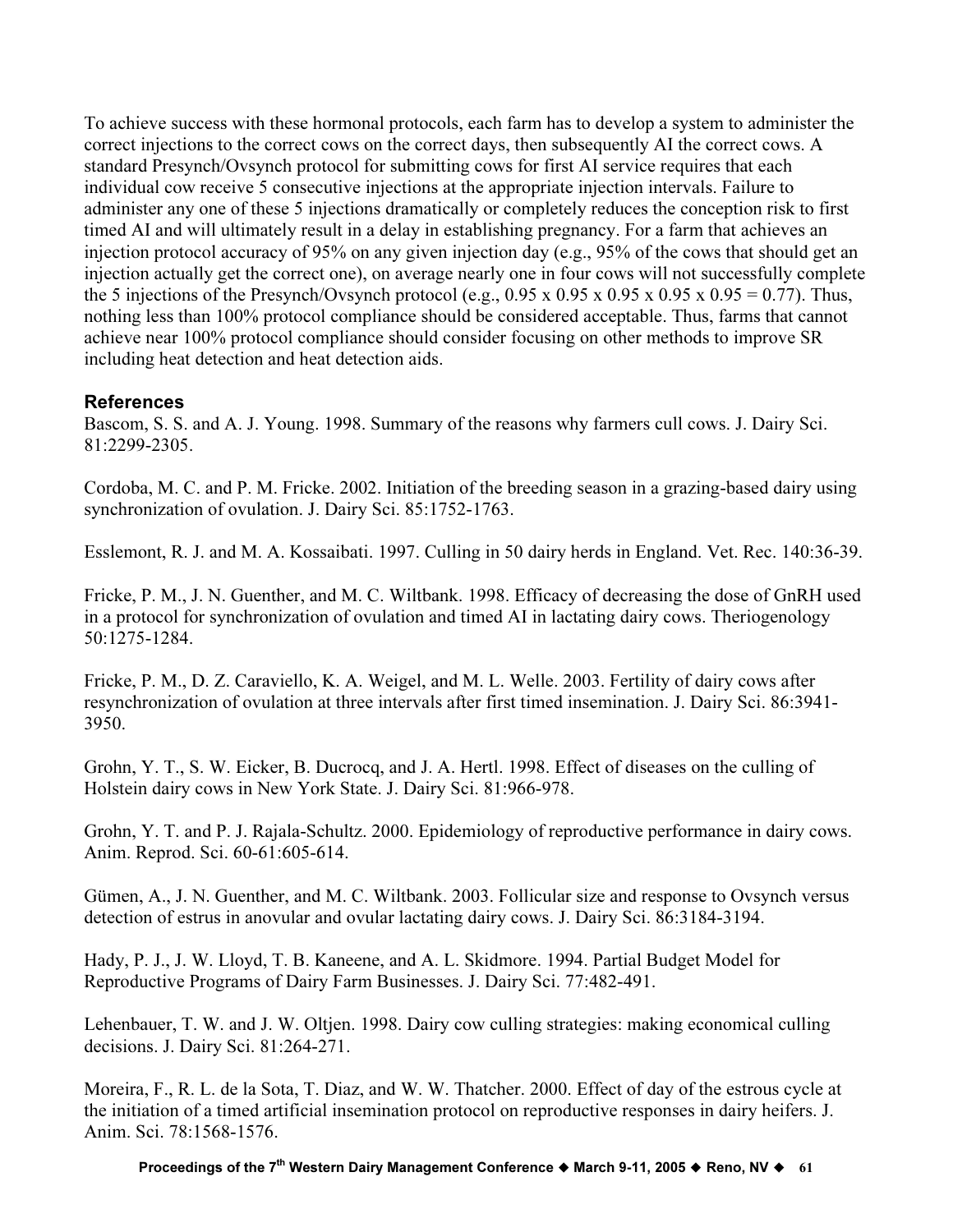To achieve success with these hormonal protocols, each farm has to develop a system to administer the correct injections to the correct cows on the correct days, then subsequently AI the correct cows. A standard Presynch/Ovsynch protocol for submitting cows for first AI service requires that each individual cow receive 5 consecutive injections at the appropriate injection intervals. Failure to administer any one of these 5 injections dramatically or completely reduces the conception risk to first timed AI and will ultimately result in a delay in establishing pregnancy. For a farm that achieves an injection protocol accuracy of 95% on any given injection day (e.g., 95% of the cows that should get an injection actually get the correct one), on average nearly one in four cows will not successfully complete the 5 injections of the Presynch/Ovsynch protocol (e.g., 0.95 x 0.95 x 0.95 x 0.95 x 0.95 = 0.77). Thus, nothing less than 100% protocol compliance should be considered acceptable. Thus, farms that cannot achieve near 100% protocol compliance should consider focusing on other methods to improve SR including heat detection and heat detection aids.

## References

Bascom, S. S. and A. J. Young. 1998. Summary of the reasons why farmers cull cows. J. Dairy Sci. 81:2299-2305.

Cordoba, M. C. and P. M. Fricke. 2002. Initiation of the breeding season in a grazing-based dairy using synchronization of ovulation. J. Dairy Sci. 85:1752-1763.

Esslemont, R. J. and M. A. Kossaibati. 1997. Culling in 50 dairy herds in England. Vet. Rec. 140:36-39.

Fricke, P. M., J. N. Guenther, and M. C. Wiltbank. 1998. Efficacy of decreasing the dose of GnRH used in a protocol for synchronization of ovulation and timed AI in lactating dairy cows. Theriogenology 50:1275-1284.

Fricke, P. M., D. Z. Caraviello, K. A. Weigel, and M. L. Welle. 2003. Fertility of dairy cows after resynchronization of ovulation at three intervals after first timed insemination. J. Dairy Sci. 86:3941-3950.

Grohn, Y. T., S. W. Eicker, B. Ducrocq, and J. A. Hertl. 1998. Effect of diseases on the culling of Holstein dairy cows in New York State. J. Dairy Sci. 81:966-978.

Grohn, Y. T. and P. J. Rajala-Schultz. 2000. Epidemiology of reproductive performance in dairy cows. Anim. Reprod. Sci. 60-61:605-614.

Gümen, A., J. N. Guenther, and M. C. Wiltbank. 2003. Follicular size and response to Ovsynch versus detection of estrus in anovular and ovular lactating dairy cows. J. Dairy Sci. 86:3184-3194.

Hady, P. J., J. W. Lloyd, T. B. Kaneene, and A. L. Skidmore. 1994. Partial Budget Model for Reproductive Programs of Dairy Farm Businesses. J. Dairy Sci. 77:482-491.

Lehenbauer, T. W. and J. W. Oltjen. 1998. Dairy cow culling strategies: making economical culling decisions. J. Dairy Sci. 81:264-271.

Moreira, F., R. L. de la Sota, T. Diaz, and W. W. Thatcher. 2000. Effect of day of the estrous cycle at the initiation of a timed artificial insemination protocol on reproductive responses in dairy heifers. J. Anim. Sci. 78:1568-1576.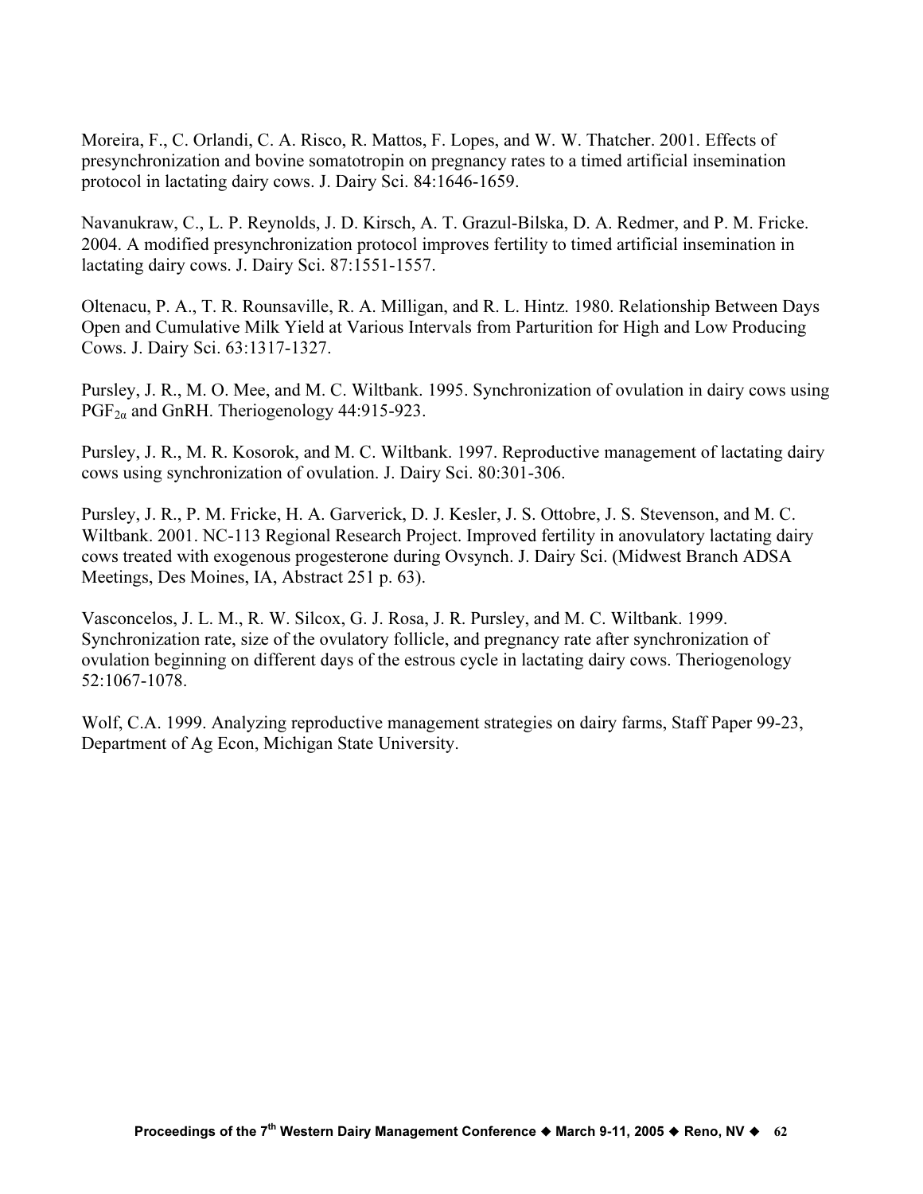Moreira, F., C. Orlandi, C. A. Risco, R. Mattos, F. Lopes, and W. W. Thatcher. 2001. Effects of presynchronization and bovine somatotropin on pregnancy rates to a timed artificial insemination protocol in lactating dairy cows. J. Dairy Sci. 84:1646-1659.

Navanukraw, C., L. P. Reynolds, J. D. Kirsch, A. T. Grazul-Bilska, D. A. Redmer, and P. M. Fricke. 2004. A modified presynchronization protocol improves fertility to timed artificial insemination in lactating dairy cows. J. Dairy Sci. 87:1551-1557.

Oltenacu, P. A., T. R. Rounsaville, R. A. Milligan, and R. L. Hintz. 1980. Relationship Between Days Open and Cumulative Milk Yield at Various Intervals from Parturition for High and Low Producing Cows. J. Dairy Sci. 63:1317-1327.

Pursley, J. R., M. O. Mee, and M. C. Wiltbank. 1995. Synchronization of ovulation in dairy cows using $PGF_{2\alpha}$ and GnRH. Theriogenology 44:915-923.

Pursley, J. R., M. R. Kosorok, and M. C. Wiltbank. 1997. Reproductive management of lactating dairy cows using synchronization of ovulation. J. Dairy Sci. 80:301-306.

Pursley, J. R., P. M. Fricke, H. A. Garverick, D. J. Kesler, J. S. Ottobre, J. S. Stevenson, and M. C. Wiltbank. 2001. NC-113 Regional Research Project. Improved fertility in anovulatory lactating dairy cows treated with exogenous progesterone during Ovsynch. J. Dairy Sci. (Midwest Branch ADSA Meetings, Des Moines, IA, Abstract 251 p. 63).

Vasconcelos, J. L. M., R. W. Silcox, G. J. Rosa, J. R. Pursley, and M. C. Wiltbank. 1999. Synchronization rate, size of the ovulatory follicle, and pregnancy rate after synchronization of ovulation beginning on different days of the estrous cycle in lactating dairy cows. Theriogenology 52:1067-1078.

Wolf, C.A. 1999. Analyzing reproductive management strategies on dairy farms, Staff Paper 99-23, Department of Ag Econ, Michigan State University.